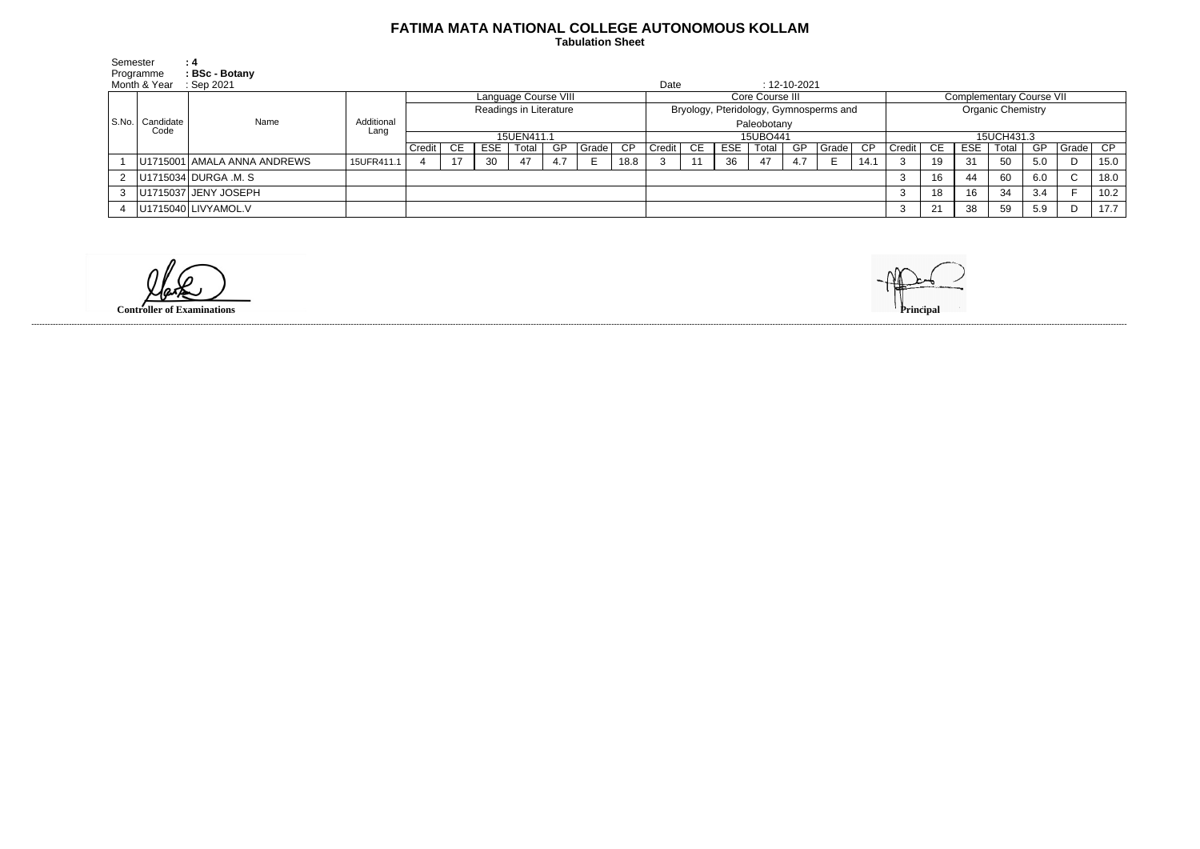# FATIMA MATA NATIONAL COLLEGE AUTONOMOUS KOLLAM

**Tabulation Sheet**

Semester **: 4**
Programme **: BSc - Botany**
Month & Year : Sep 2021

Date : 12-10-2021

| S.No. | Candidate Code | Name | Additional Lang | Language Course VIII | | | | | | | Core Course III | | | | | | | Complementary Course VII | | | | | | |
|---|---|---|---|---|---|---|---|---|---|---|---|---|---|---|---|---|---|---|---|---|---|---|---|---|
| | | | | Readings in Literature | | | | | | | Bryology, Pteridology, Gymnosperms and Paleobotany | | | | | | | Organic Chemistry | | | | | | |
| | | | | 15UEN411.1 | | | | | | | 15UBO441 | | | | | | | 15UCH431.3 | | | | | | |
| | | | | Credit | CE | ESE | Total | GP | Grade | CP | Credit | CE | ESE | Total | GP | Grade | CP | Credit | CE | ESE | Total | GP | Grade | CP |
| 1 | U1715001 | AMALA ANNA ANDREWS | 15UFR411.1 | 4 | 17 | 30 | 47 | 4.7 | E | 18.8 | 3 | 11 | 36 | 47 | 4.7 | E | 14.1 | 3 | 19 | 31 | 50 | 5.0 | D | 15.0 |
| 2 | U1715034 | DURGA .M. S | | | | | | | | | | | | | | | | 3 | 16 | 44 | 60 | 6.0 | C | 18.0 |
| 3 | U1715037 | JENY JOSEPH | | | | | | | | | | | | | | | | 3 | 18 | 16 | 34 | 3.4 | F | 10.2 |
| 4 | U1715040 | LIVYAMOL.V | | | | | | | | | | | | | | | | 3 | 21 | 38 | 59 | 5.9 | D | 17.7 |

**Controller of Examinations**

**Principal**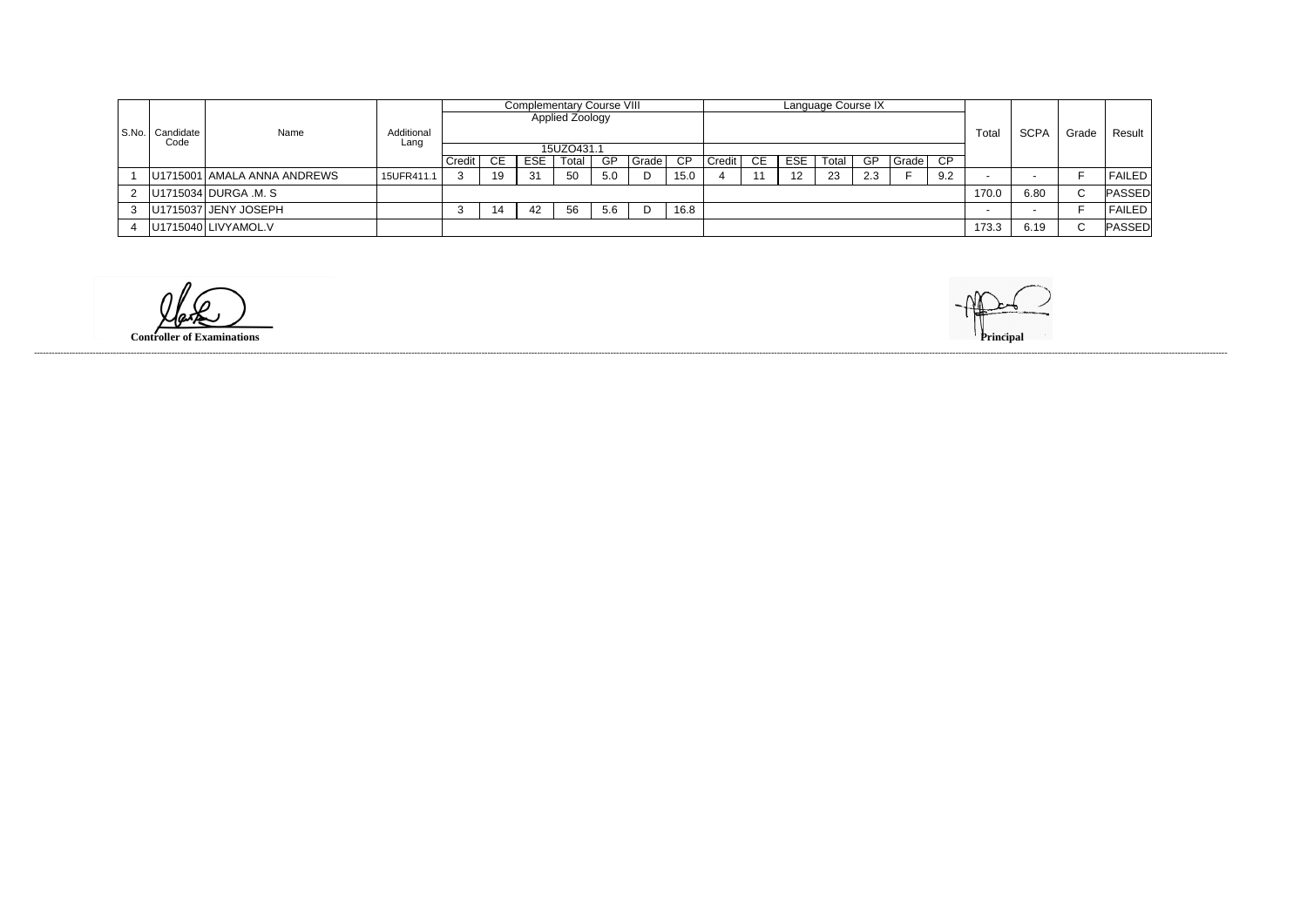| S.No. | Candidate Code | Name | Additional Lang | Complementary Course VIII Applied Zoology 15UZO431.1 | | | | | | | Language Course IX | | | | | | | Total | SCPA | Grade | Result |
|---|---|---|---|---|---|---|---|---|---|---|---|---|---|---|---|---|---|---|---|---|---|
| | | | | Credit | CE | ESE | Total | GP | Grade | CP | Credit | CE | ESE | Total | GP | Grade | CP | | | | |
| 1 | U1715001 | AMALA ANNA ANDREWS | 15UFR411.1 | 3 | 19 | 31 | 50 | 5.0 | D | 15.0 | 4 | 11 | 12 | 23 | 2.3 | F | 9.2 | - | - | F | FAILED |
| 2 | U1715034 | DURGA .M. S | | | | | | | | | | | | | | | | 170.0 | 6.80 | C | PASSED |
| 3 | U1715037 | JENY JOSEPH | | 3 | 14 | 42 | 56 | 5.6 | D | 16.8 | | | | | | | | - | - | F | FAILED |
| 4 | U1715040 | LIVYAMOL.V | | | | | | | | | | | | | | | | 173.3 | 6.19 | C | PASSED |

**Controller of Examinations**

**Principal**